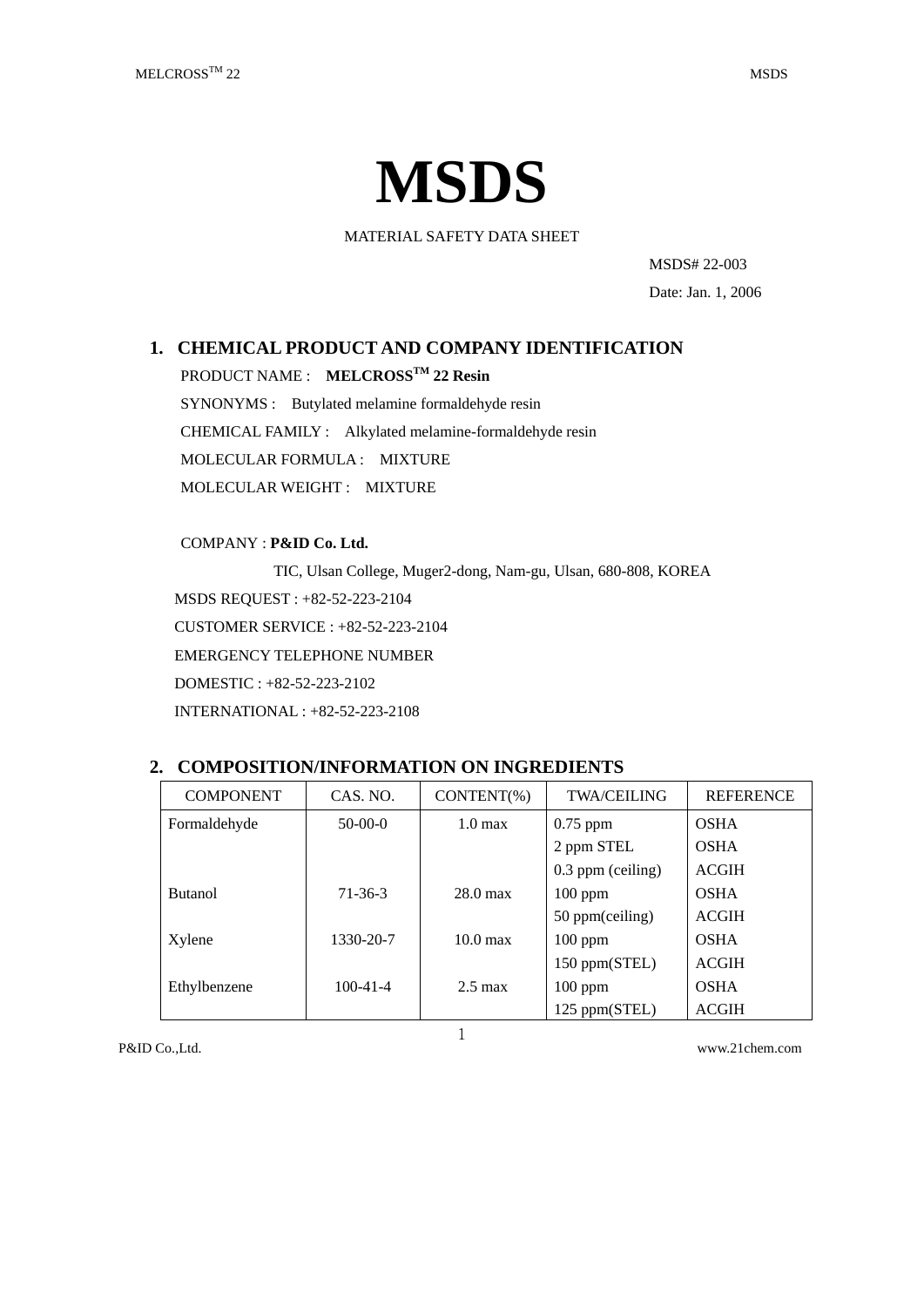# MSDS

MATERIAL SAFETY DATA SHEET

MSDS# 22-003

Date: Jan. 1, 2006

## 1. CHEMICAL PRODUCT AND COMPANY IDENTIFICATION

PRODUCT NAME : **MELCROSS™ 22 Resin**

SYNONYMS : Butylated melamine formaldehyde resin

CHEMICAL FAMILY : Alkylated melamine-formaldehyde resin

MOLECULAR FORMULA : MIXTURE

MOLECULAR WEIGHT : MIXTURE

COMPANY : **P&ID Co. Ltd.**

TIC, Ulsan College, Muger2-dong, Nam-gu, Ulsan, 680-808, KOREA

MSDS REQUEST : +82-52-223-2104

CUSTOMER SERVICE : +82-52-223-2104

EMERGENCY TELEPHONE NUMBER

DOMESTIC : +82-52-223-2102

INTERNATIONAL : +82-52-223-2108

## 2. COMPOSITION/INFORMATION ON INGREDIENTS

| COMPONENT | CAS. NO. | CONTENT(%) | TWA/CEILING | REFERENCE |
|---|---|---|---|---|
| Formaldehyde | 50-00-0 | 1.0 max | 0.75 ppm | OSHA |
| | | | 2 ppm STEL | OSHA |
| | | | 0.3 ppm (ceiling) | ACGIH |
| Butanol | 71-36-3 | 28.0 max | 100 ppm | OSHA |
| | | | 50 ppm(ceiling) | ACGIH |
| Xylene | 1330-20-7 | 10.0 max | 100 ppm | OSHA |
| | | | 150 ppm(STEL) | ACGIH |
| Ethylbenzene | 100-41-4 | 2.5 max | 100 ppm | OSHA |
| | | | 125 ppm(STEL) | ACGIH |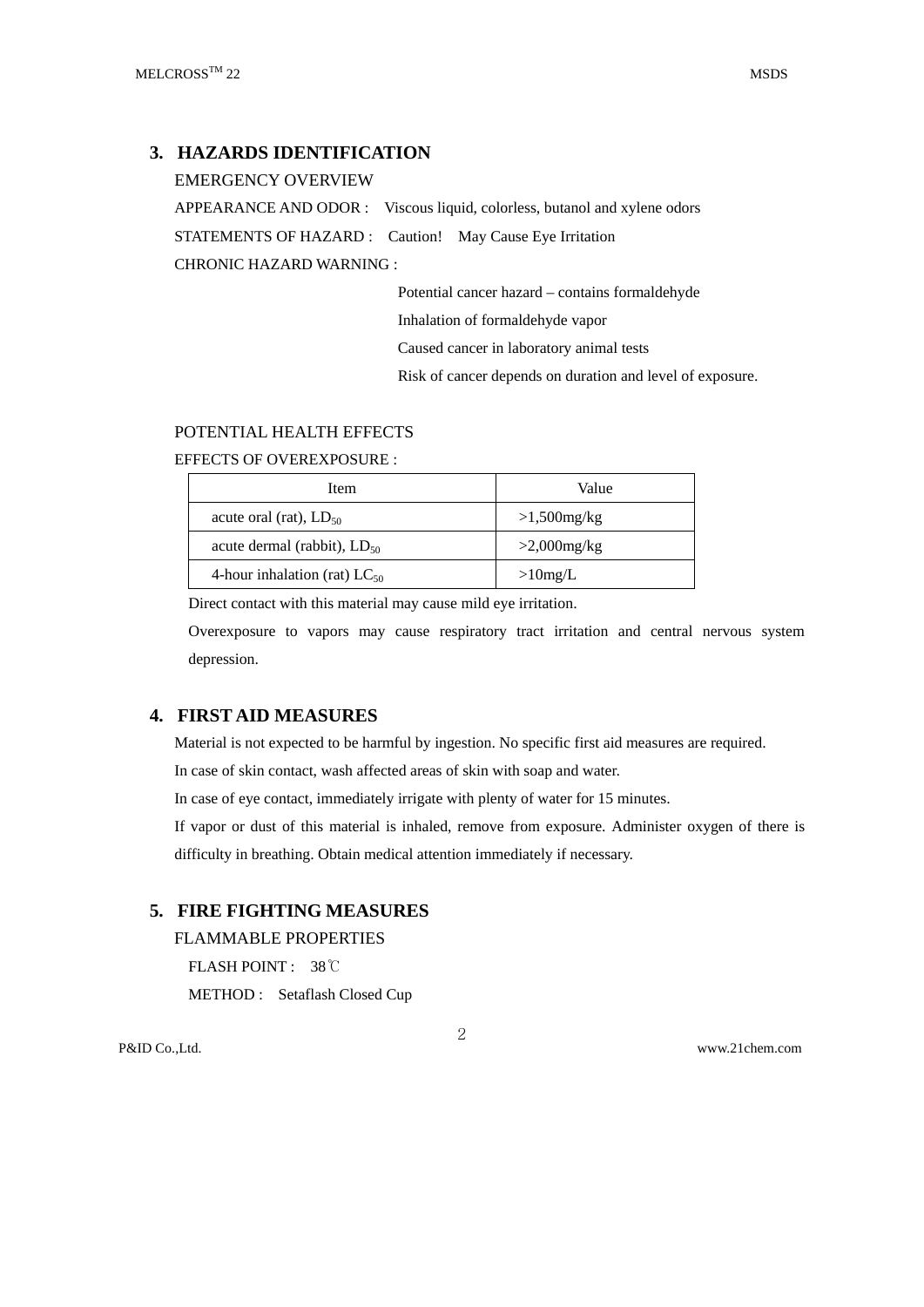## 3. HAZARDS IDENTIFICATION

EMERGENCY OVERVIEW

APPEARANCE AND ODOR : Viscous liquid, colorless, butanol and xylene odors

STATEMENTS OF HAZARD : Caution! May Cause Eye Irritation

CHRONIC HAZARD WARNING :

Potential cancer hazard – contains formaldehyde
Inhalation of formaldehyde vapor
Caused cancer in laboratory animal tests
Risk of cancer depends on duration and level of exposure.

POTENTIAL HEALTH EFFECTS

EFFECTS OF OVEREXPOSURE :

| Item | Value |
| --- | --- |
| acute oral (rat), $LD_{50}$ | >1,500mg/kg |
| acute dermal (rabbit), $LD_{50}$ | >2,000mg/kg |
| 4-hour inhalation (rat) $LC_{50}$ | >10mg/L |

Direct contact with this material may cause mild eye irritation.

Overexposure to vapors may cause respiratory tract irritation and central nervous system depression.

## 4. FIRST AID MEASURES

Material is not expected to be harmful by ingestion. No specific first aid measures are required.

In case of skin contact, wash affected areas of skin with soap and water.

In case of eye contact, immediately irrigate with plenty of water for 15 minutes.

If vapor or dust of this material is inhaled, remove from exposure. Administer oxygen of there is difficulty in breathing. Obtain medical attention immediately if necessary.

## 5. FIRE FIGHTING MEASURES

FLAMMABLE PROPERTIES

FLASH POINT : 38℃

METHOD : Setaflash Closed Cup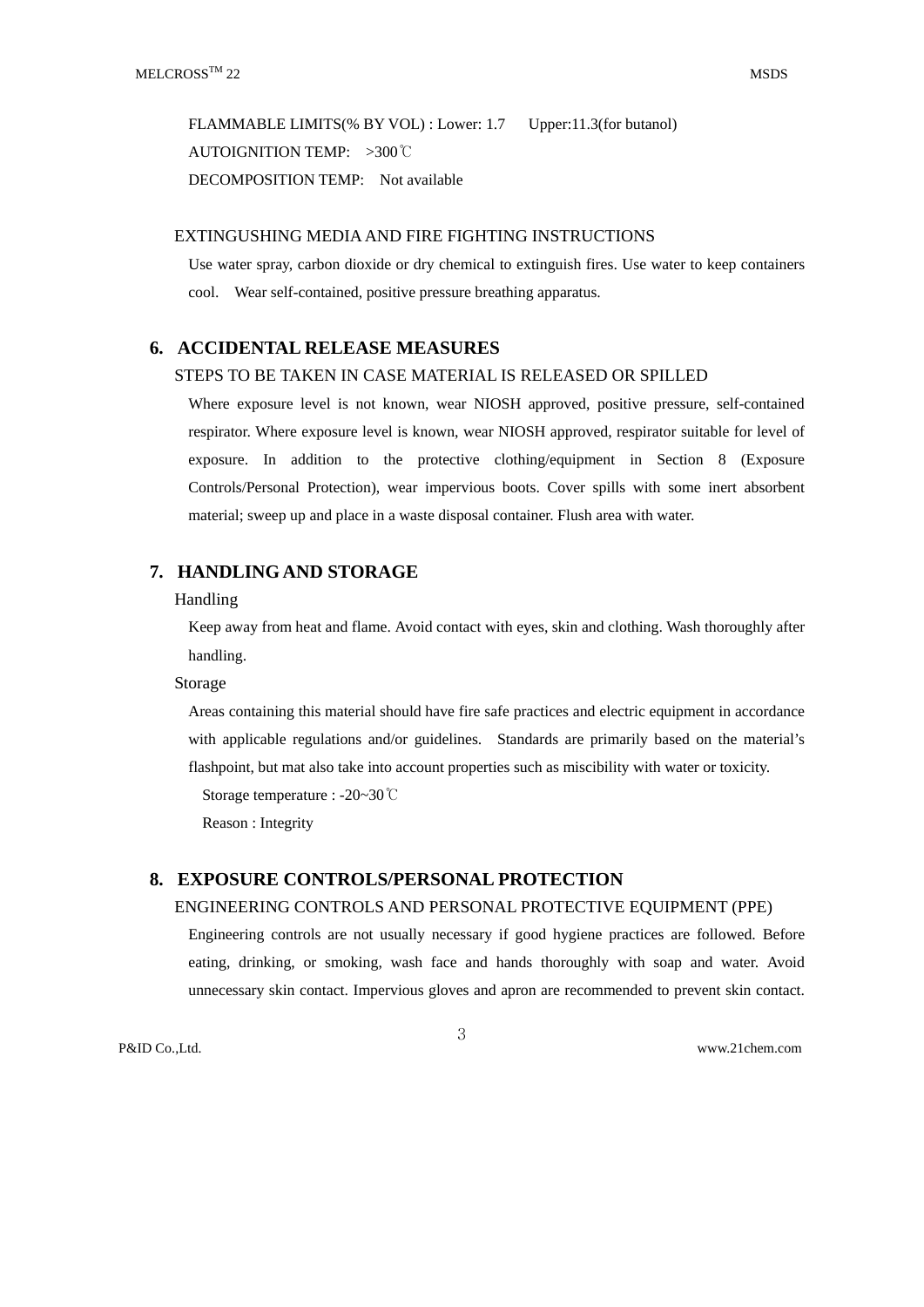FLAMMABLE LIMITS(% BY VOL) : Lower: 1.7　Upper:11.3(for butanol)

AUTOIGNITION TEMP:　>300℃

DECOMPOSITION TEMP:　Not available

### EXTINGUSHING MEDIA AND FIRE FIGHTING INSTRUCTIONS

Use water spray, carbon dioxide or dry chemical to extinguish fires. Use water to keep containers cool.　Wear self-contained, positive pressure breathing apparatus.

## 6. ACCIDENTAL RELEASE MEASURES

### STEPS TO BE TAKEN IN CASE MATERIAL IS RELEASED OR SPILLED

Where exposure level is not known, wear NIOSH approved, positive pressure, self-contained respirator. Where exposure level is known, wear NIOSH approved, respirator suitable for level of exposure. In addition to the protective clothing/equipment in Section 8 (Exposure Controls/Personal Protection), wear impervious boots. Cover spills with some inert absorbent material; sweep up and place in a waste disposal container. Flush area with water.

## 7. HANDLING AND STORAGE

### Handling

Keep away from heat and flame. Avoid contact with eyes, skin and clothing. Wash thoroughly after handling.

### Storage

Areas containing this material should have fire safe practices and electric equipment in accordance with applicable regulations and/or guidelines.　Standards are primarily based on the material's flashpoint, but mat also take into account properties such as miscibility with water or toxicity.

Storage temperature : -20~30℃

Reason : Integrity

## 8. EXPOSURE CONTROLS/PERSONAL PROTECTION

### ENGINEERING CONTROLS AND PERSONAL PROTECTIVE EQUIPMENT (PPE)

Engineering controls are not usually necessary if good hygiene practices are followed. Before eating, drinking, or smoking, wash face and hands thoroughly with soap and water. Avoid unnecessary skin contact. Impervious gloves and apron are recommended to prevent skin contact.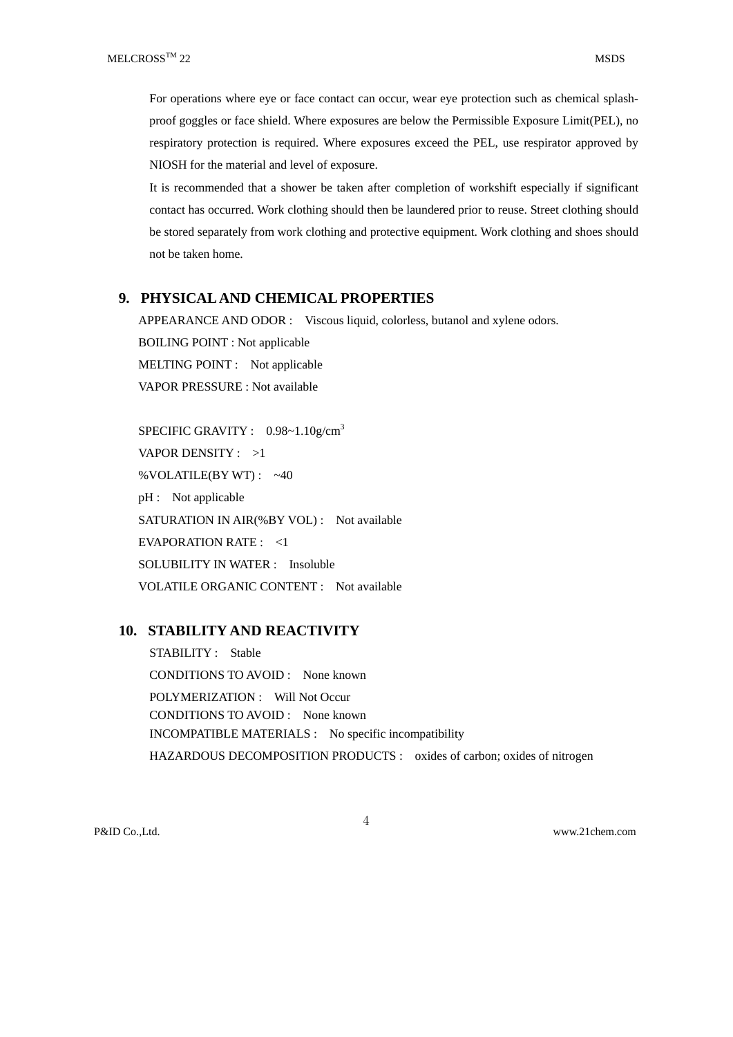For operations where eye or face contact can occur, wear eye protection such as chemical splash-proof goggles or face shield. Where exposures are below the Permissible Exposure Limit(PEL), no respiratory protection is required. Where exposures exceed the PEL, use respirator approved by NIOSH for the material and level of exposure.

It is recommended that a shower be taken after completion of workshift especially if significant contact has occurred. Work clothing should then be laundered prior to reuse. Street clothing should be stored separately from work clothing and protective equipment. Work clothing and shoes should not be taken home.

## 9. PHYSICAL AND CHEMICAL PROPERTIES

APPEARANCE AND ODOR : Viscous liquid, colorless, butanol and xylene odors.

BOILING POINT : Not applicable

MELTING POINT : Not applicable

VAPOR PRESSURE : Not available

SPECIFIC GRAVITY : 0.98~1.10g/cm$^3$

VAPOR DENSITY : >1

%VOLATILE(BY WT) : ~40

pH : Not applicable

SATURATION IN AIR(%BY VOL) : Not available

EVAPORATION RATE : <1

SOLUBILITY IN WATER : Insoluble

VOLATILE ORGANIC CONTENT : Not available

## 10. STABILITY AND REACTIVITY

STABILITY : Stable

CONDITIONS TO AVOID : None known

POLYMERIZATION : Will Not Occur

CONDITIONS TO AVOID : None known

INCOMPATIBLE MATERIALS : No specific incompatibility

HAZARDOUS DECOMPOSITION PRODUCTS : oxides of carbon; oxides of nitrogen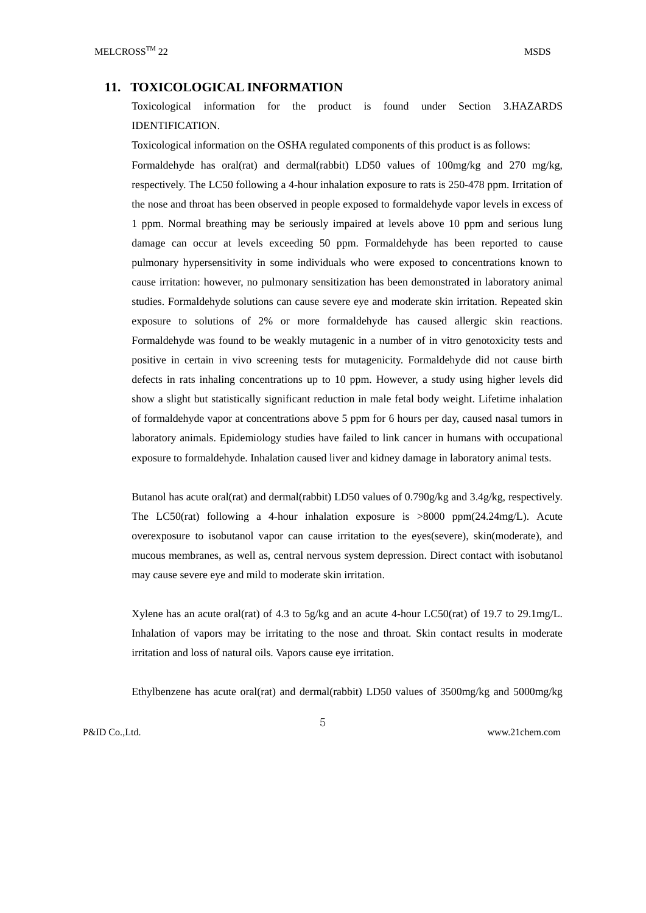## 11. TOXICOLOGICAL INFORMATION

Toxicological information for the product is found under Section 3.HAZARDS IDENTIFICATION.

Toxicological information on the OSHA regulated components of this product is as follows:

Formaldehyde has oral(rat) and dermal(rabbit) LD50 values of 100mg/kg and 270 mg/kg, respectively. The LC50 following a 4-hour inhalation exposure to rats is 250-478 ppm. Irritation of the nose and throat has been observed in people exposed to formaldehyde vapor levels in excess of 1 ppm. Normal breathing may be seriously impaired at levels above 10 ppm and serious lung damage can occur at levels exceeding 50 ppm. Formaldehyde has been reported to cause pulmonary hypersensitivity in some individuals who were exposed to concentrations known to cause irritation: however, no pulmonary sensitization has been demonstrated in laboratory animal studies. Formaldehyde solutions can cause severe eye and moderate skin irritation. Repeated skin exposure to solutions of 2% or more formaldehyde has caused allergic skin reactions. Formaldehyde was found to be weakly mutagenic in a number of in vitro genotoxicity tests and positive in certain in vivo screening tests for mutagenicity. Formaldehyde did not cause birth defects in rats inhaling concentrations up to 10 ppm. However, a study using higher levels did show a slight but statistically significant reduction in male fetal body weight. Lifetime inhalation of formaldehyde vapor at concentrations above 5 ppm for 6 hours per day, caused nasal tumors in laboratory animals. Epidemiology studies have failed to link cancer in humans with occupational exposure to formaldehyde. Inhalation caused liver and kidney damage in laboratory animal tests.

Butanol has acute oral(rat) and dermal(rabbit) LD50 values of 0.790g/kg and 3.4g/kg, respectively. The LC50(rat) following a 4-hour inhalation exposure is >8000 ppm(24.24mg/L). Acute overexposure to isobutanol vapor can cause irritation to the eyes(severe), skin(moderate), and mucous membranes, as well as, central nervous system depression. Direct contact with isobutanol may cause severe eye and mild to moderate skin irritation.

Xylene has an acute oral(rat) of 4.3 to 5g/kg and an acute 4-hour LC50(rat) of 19.7 to 29.1mg/L. Inhalation of vapors may be irritating to the nose and throat. Skin contact results in moderate irritation and loss of natural oils. Vapors cause eye irritation.

Ethylbenzene has acute oral(rat) and dermal(rabbit) LD50 values of 3500mg/kg and 5000mg/kg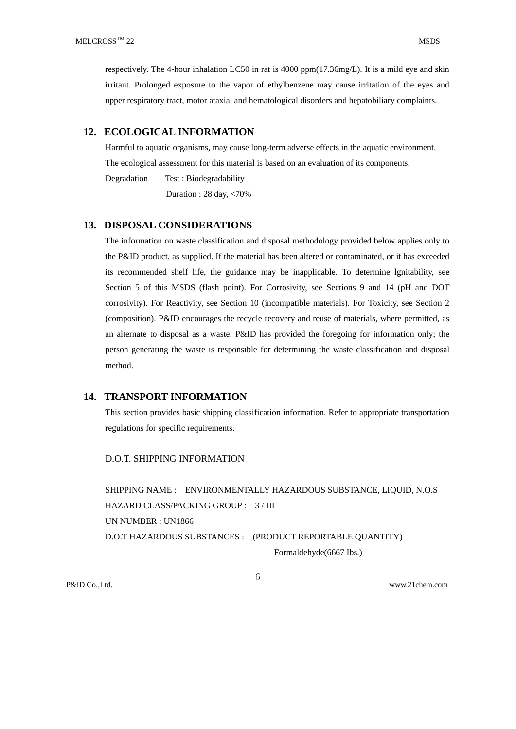respectively. The 4-hour inhalation LC50 in rat is 4000 ppm(17.36mg/L). It is a mild eye and skin irritant. Prolonged exposure to the vapor of ethylbenzene may cause irritation of the eyes and upper respiratory tract, motor ataxia, and hematological disorders and hepatobiliary complaints.

## 12. ECOLOGICAL INFORMATION

Harmful to aquatic organisms, may cause long-term adverse effects in the aquatic environment.

The ecological assessment for this material is based on an evaluation of its components.

Degradation Test : Biodegradability

Duration : 28 day, <70%

## 13. DISPOSAL CONSIDERATIONS

The information on waste classification and disposal methodology provided below applies only to the P&ID product, as supplied. If the material has been altered or contaminated, or it has exceeded its recommended shelf life, the guidance may be inapplicable. To determine lgnitability, see Section 5 of this MSDS (flash point). For Corrosivity, see Sections 9 and 14 (pH and DOT corrosivity). For Reactivity, see Section 10 (incompatible materials). For Toxicity, see Section 2 (composition). P&ID encourages the recycle recovery and reuse of materials, where permitted, as an alternate to disposal as a waste. P&ID has provided the foregoing for information only; the person generating the waste is responsible for determining the waste classification and disposal method.

## 14. TRANSPORT INFORMATION

This section provides basic shipping classification information. Refer to appropriate transportation regulations for specific requirements.

D.O.T. SHIPPING INFORMATION

SHIPPING NAME : ENVIRONMENTALLY HAZARDOUS SUBSTANCE, LIQUID, N.O.S

HAZARD CLASS/PACKING GROUP : 3 / III

UN NUMBER : UN1866

D.O.T HAZARDOUS SUBSTANCES : (PRODUCT REPORTABLE QUANTITY)

Formaldehyde(6667 Ibs.)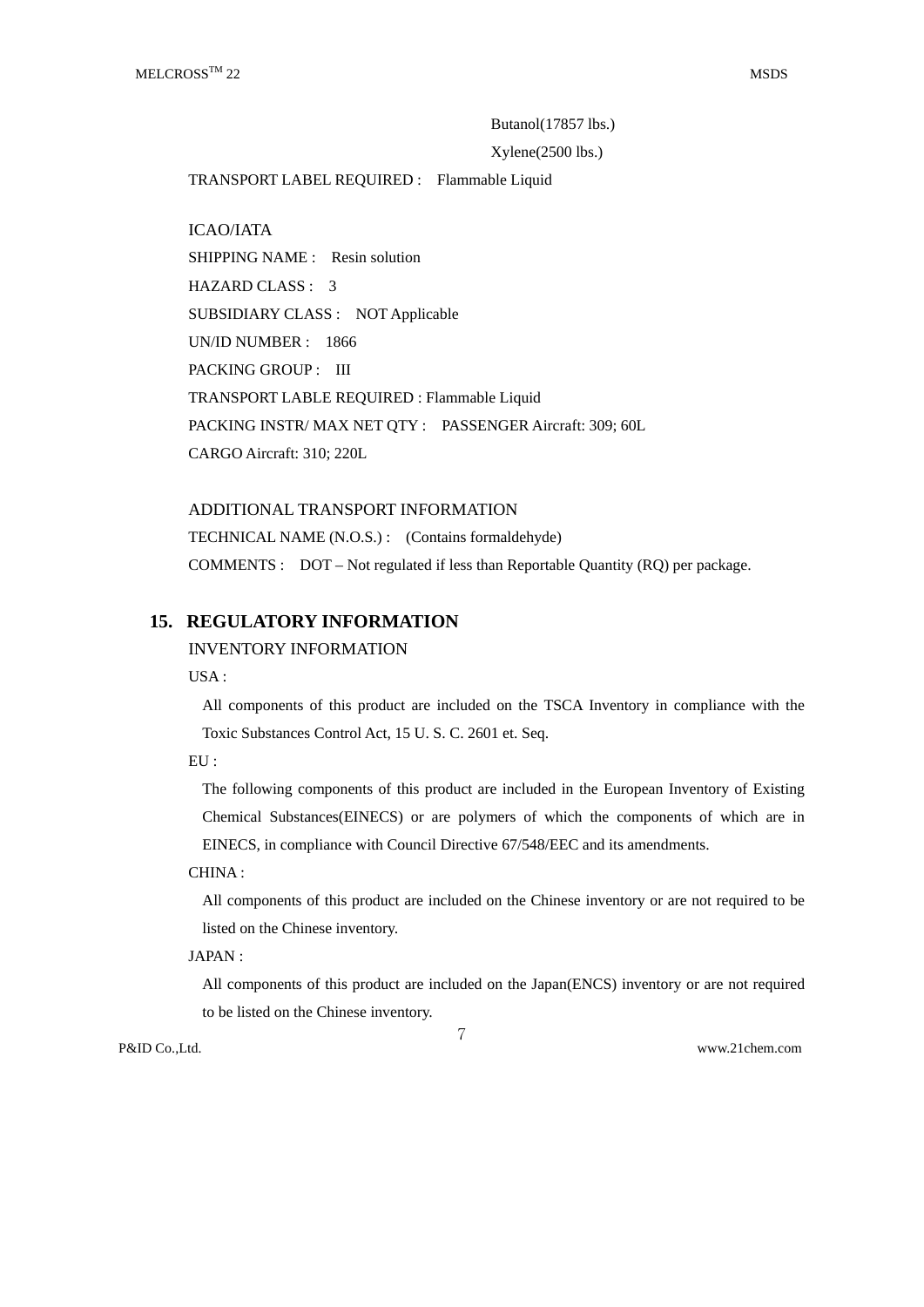Butanol(17857 lbs.)

Xylene(2500 lbs.)

TRANSPORT LABEL REQUIRED : Flammable Liquid

ICAO/IATA

SHIPPING NAME : Resin solution

HAZARD CLASS : 3

SUBSIDIARY CLASS : NOT Applicable

UN/ID NUMBER : 1866

PACKING GROUP : III

TRANSPORT LABLE REQUIRED : Flammable Liquid

PACKING INSTR/ MAX NET QTY : PASSENGER Aircraft: 309; 60L

CARGO Aircraft: 310; 220L

ADDITIONAL TRANSPORT INFORMATION

TECHNICAL NAME (N.O.S.) : (Contains formaldehyde)

COMMENTS : DOT – Not regulated if less than Reportable Quantity (RQ) per package.

## 15. REGULATORY INFORMATION

INVENTORY INFORMATION

USA :

All components of this product are included on the TSCA Inventory in compliance with the Toxic Substances Control Act, 15 U. S. C. 2601 et. Seq.

EU :

The following components of this product are included in the European Inventory of Existing Chemical Substances(EINECS) or are polymers of which the components of which are in EINECS, in compliance with Council Directive 67/548/EEC and its amendments.

CHINA :

All components of this product are included on the Chinese inventory or are not required to be listed on the Chinese inventory.

JAPAN :

All components of this product are included on the Japan(ENCS) inventory or are not required to be listed on the Chinese inventory.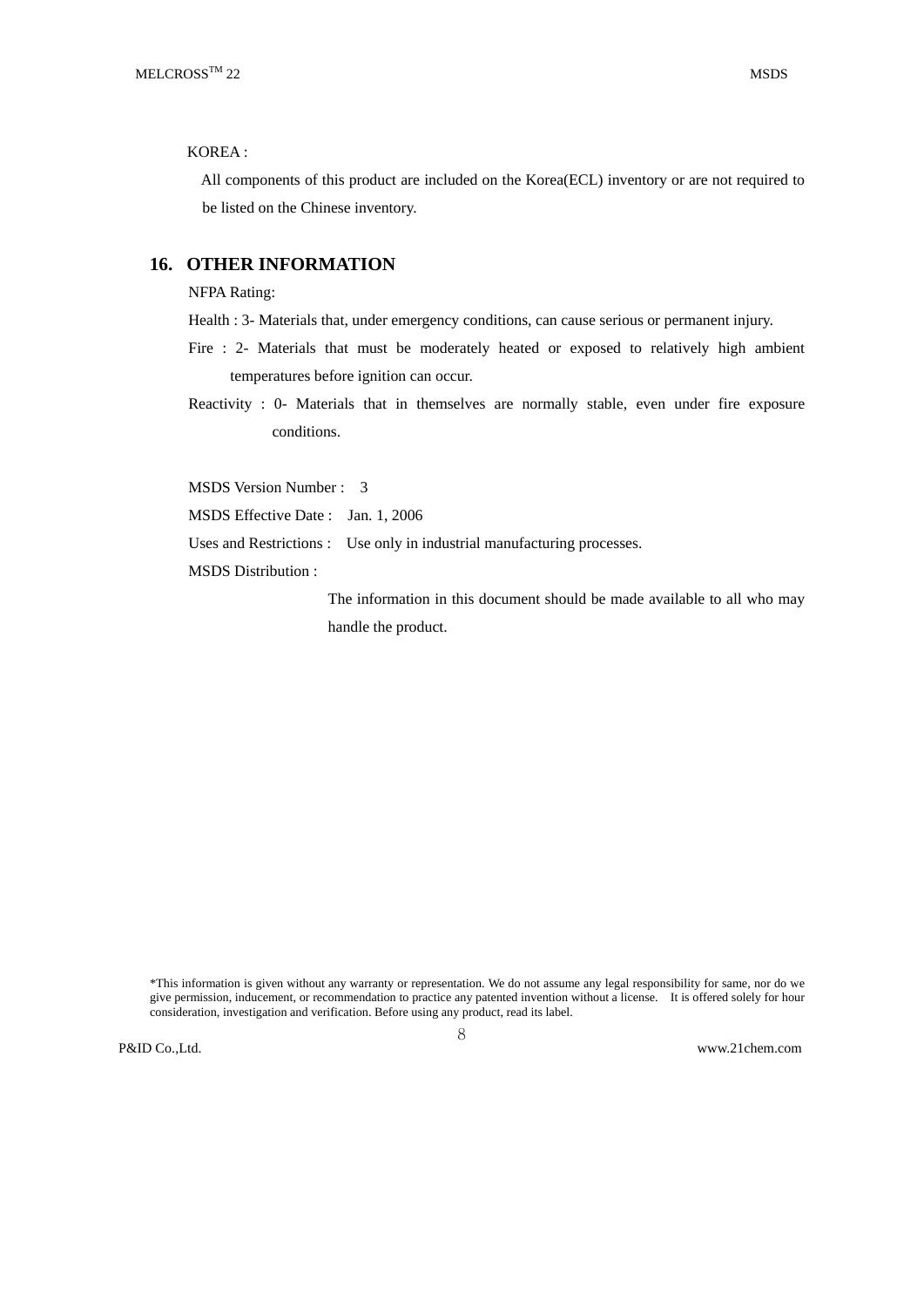KOREA :

All components of this product are included on the Korea(ECL) inventory or are not required to be listed on the Chinese inventory.

## 16. OTHER INFORMATION

NFPA Rating:

Health : 3- Materials that, under emergency conditions, can cause serious or permanent injury.

Fire : 2- Materials that must be moderately heated or exposed to relatively high ambient temperatures before ignition can occur.

Reactivity : 0- Materials that in themselves are normally stable, even under fire exposure conditions.

MSDS Version Number : 3

MSDS Effective Date : Jan. 1, 2006

Uses and Restrictions : Use only in industrial manufacturing processes.

MSDS Distribution :

The information in this document should be made available to all who may handle the product.

*This information is given without any warranty or representation. We do not assume any legal responsibility for same, nor do we give permission, inducement, or recommendation to practice any patented invention without a license. It is offered solely for hour consideration, investigation and verification. Before using any product, read its label.